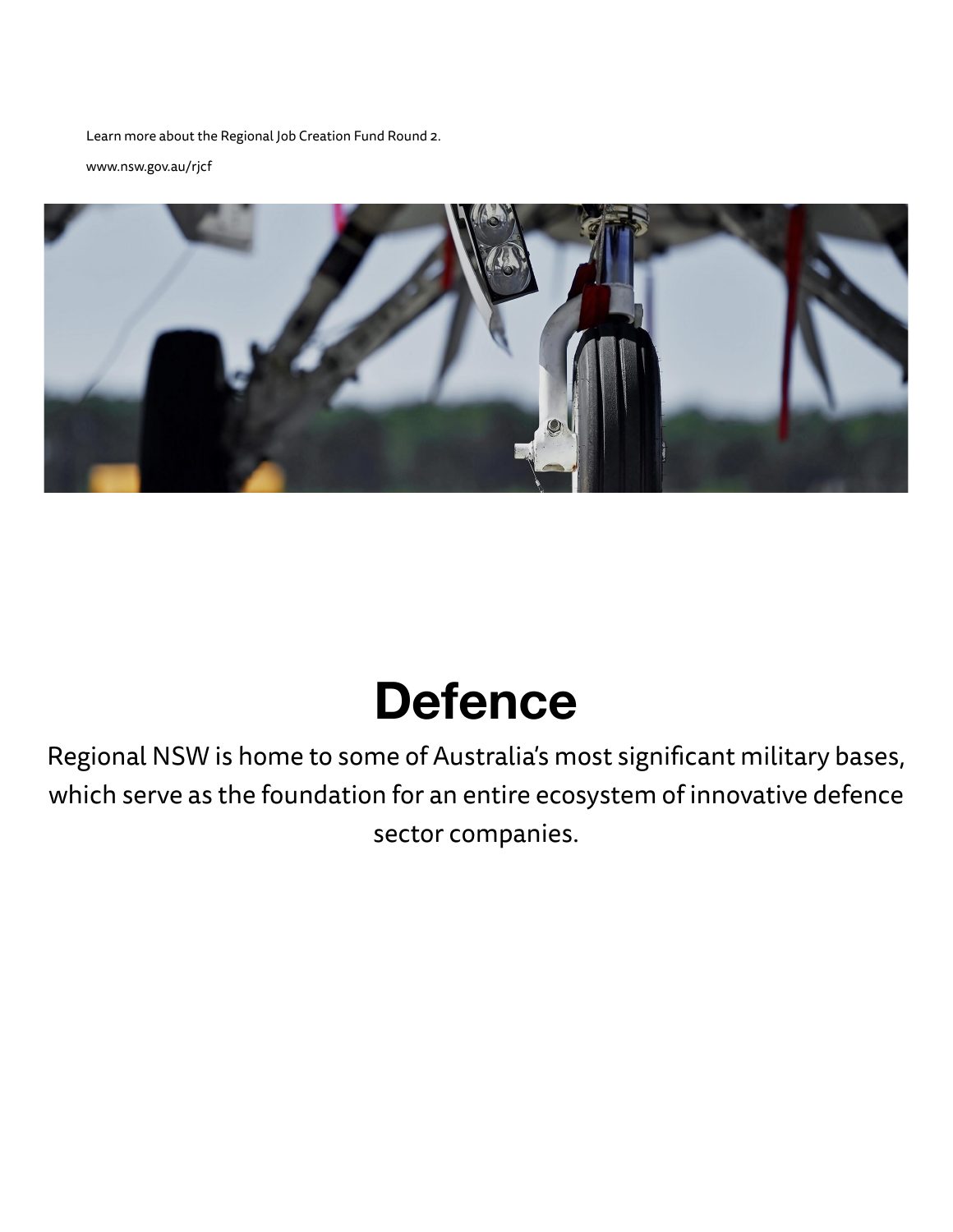Learn more about the Regional Job Creation Fund Round 2.

www.nsw.gov.au/rjcf

# Defence

Regional NSW is home to some of Australia's most significant military bases, which serve as the foundation for an entire ecosystem of innovative defence sector companies.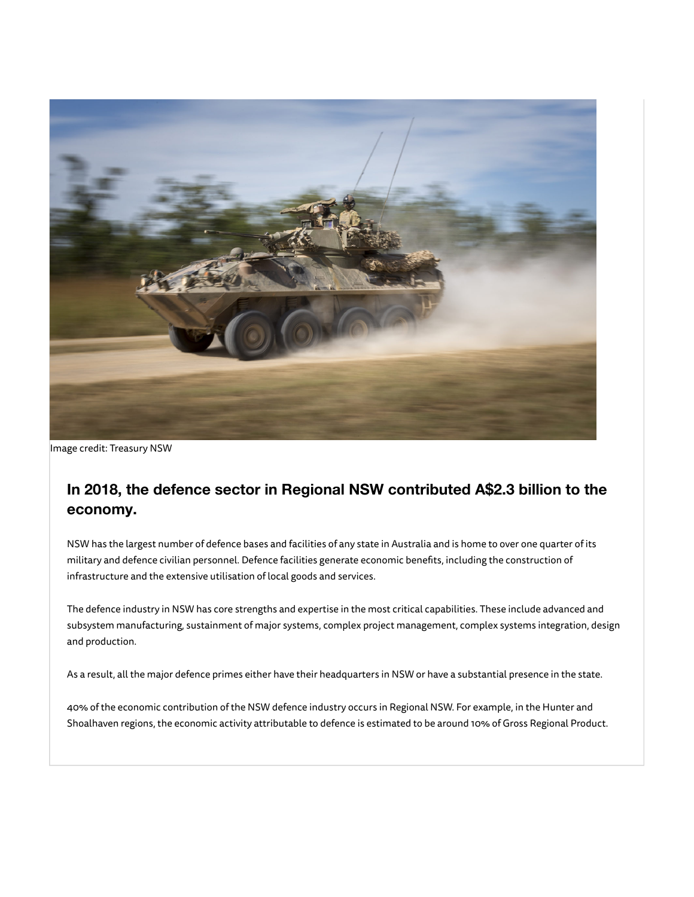Image credit: Treasury NSW

## In 2018, the defence sector in Regional NSW contributed A$2.3 billion to the economy.

NSW has the largest number of defence bases and facilities of any state in Australia and is home to over one quarter of its military and defence civilian personnel. Defence facilities generate economic benefits, including the construction of infrastructure and the extensive utilisation of local goods and services.

The defence industry in NSW has core strengths and expertise in the most critical capabilities. These include advanced and subsystem manufacturing, sustainment of major systems, complex project management, complex systems integration, design and production.

As a result, all the major defence primes either have their headquarters in NSW or have a substantial presence in the state.

40% of the economic contribution of the NSW defence industry occurs in Regional NSW. For example, in the Hunter and Shoalhaven regions, the economic activity attributable to defence is estimated to be around 10% of Gross Regional Product.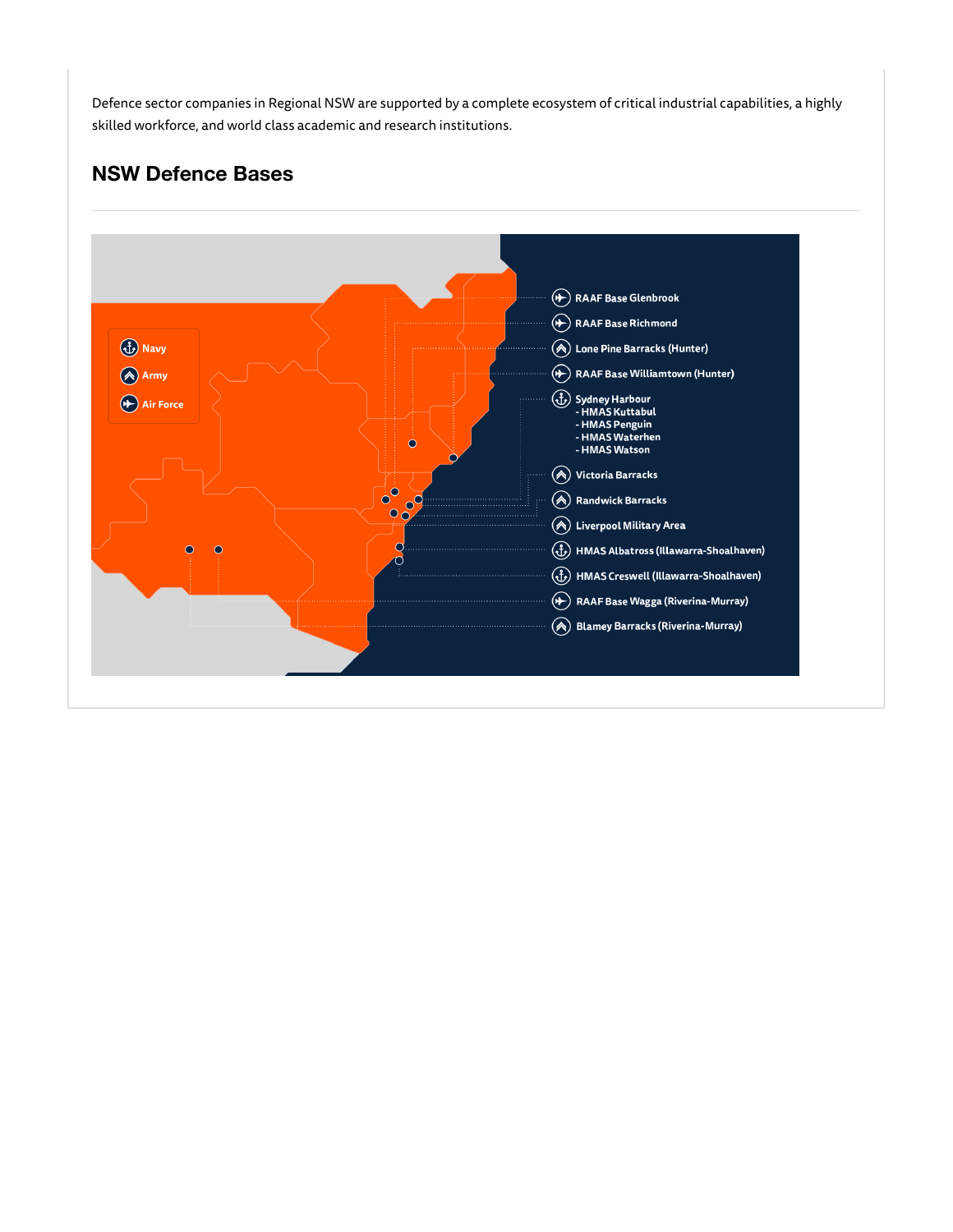Defence sector companies in Regional NSW are supported by a complete ecosystem of critical industrial capabilities, a highly skilled workforce, and world class academic and research institutions.

## NSW Defence Bases

Navy

Army

Air Force

- RAAF Base Glenbrook
- RAAF Base Richmond
- Lone Pine Barracks (Hunter)
- RAAF Base Williamtown (Hunter)
- Sydney Harbour
  - HMAS Kuttabul
  - HMAS Penguin
  - HMAS Waterhen
  - HMAS Watson
- Victoria Barracks
- Randwick Barracks
- Liverpool Military Area
- HMAS Albatross (Illawarra-Shoalhaven)
- HMAS Creswell (Illawarra-Shoalhaven)
- RAAF Base Wagga (Riverina-Murray)
- Blamey Barracks (Riverina-Murray)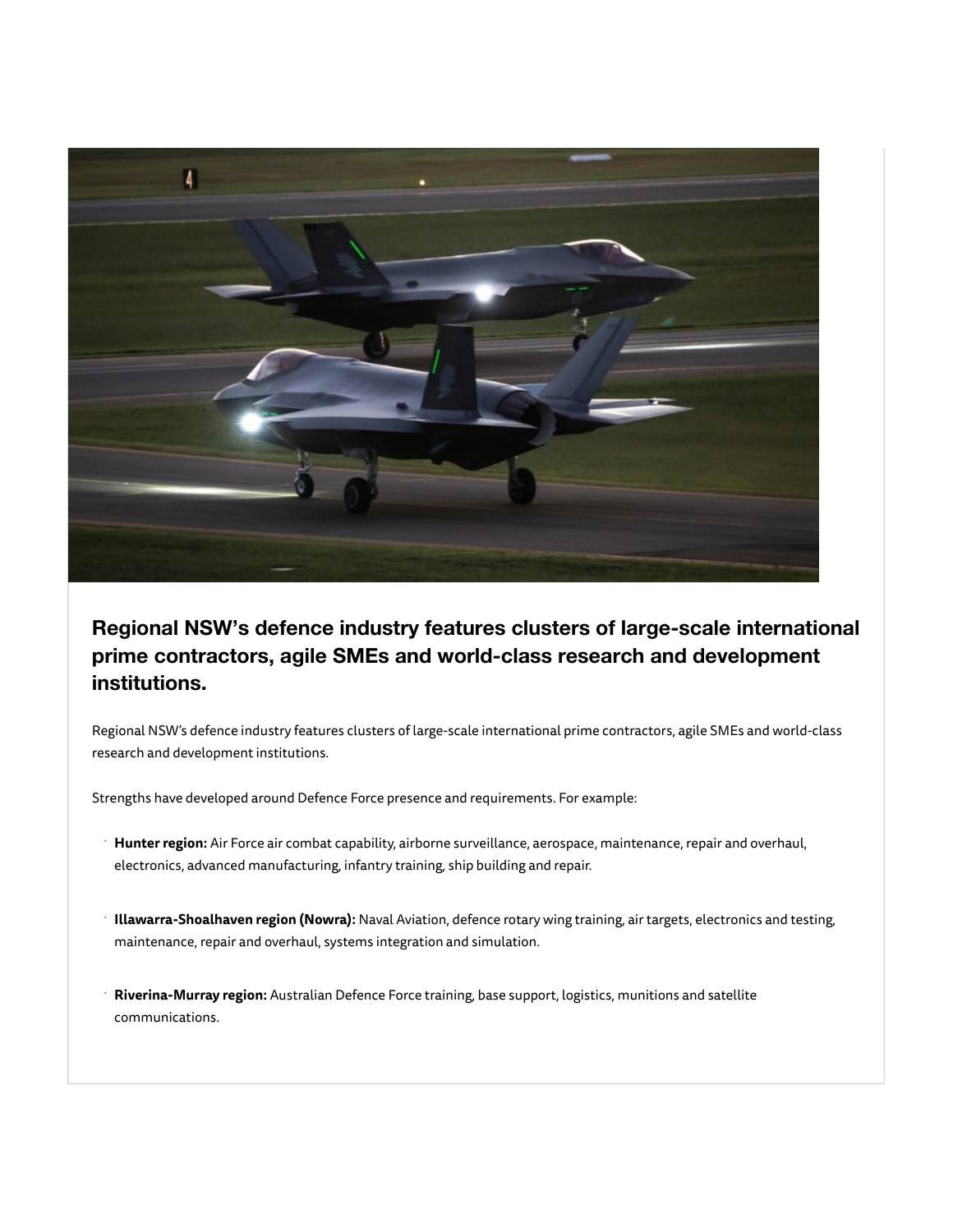## Regional NSW's defence industry features clusters of large-scale international prime contractors, agile SMEs and world-class research and development institutions.

Regional NSW's defence industry features clusters of large-scale international prime contractors, agile SMEs and world-class research and development institutions.

Strengths have developed around Defence Force presence and requirements. For example:

- **Hunter region:** Air Force air combat capability, airborne surveillance, aerospace, maintenance, repair and overhaul, electronics, advanced manufacturing, infantry training, ship building and repair.
- **Illawarra-Shoalhaven region (Nowra):** Naval Aviation, defence rotary wing training, air targets, electronics and testing, maintenance, repair and overhaul, systems integration and simulation.
- **Riverina-Murray region:** Australian Defence Force training, base support, logistics, munitions and satellite communications.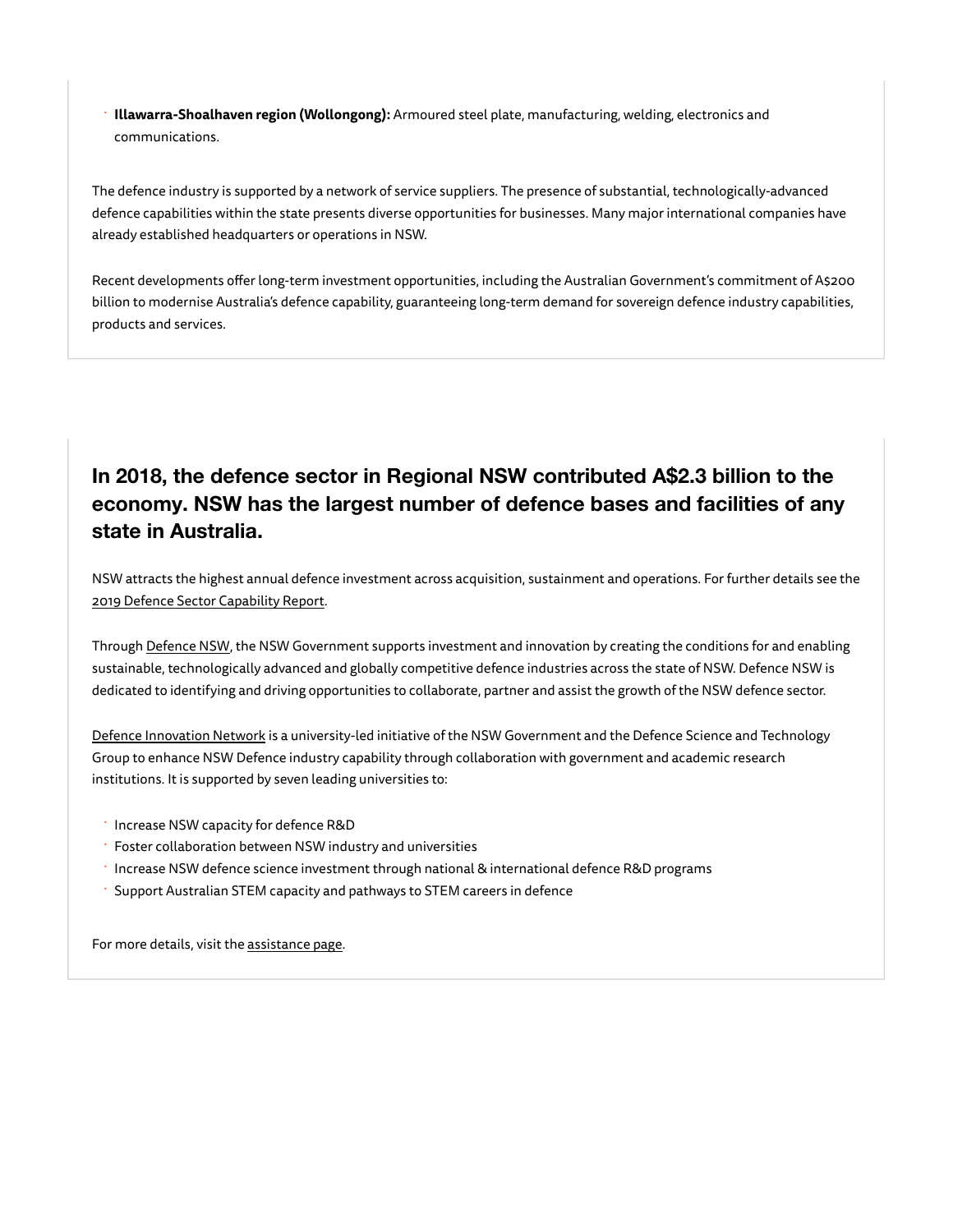- **Illawarra-Shoalhaven region (Wollongong):** Armoured steel plate, manufacturing, welding, electronics and communications.

The defence industry is supported by a network of service suppliers. The presence of substantial, technologically-advanced defence capabilities within the state presents diverse opportunities for businesses. Many major international companies have already established headquarters or operations in NSW.

Recent developments offer long-term investment opportunities, including the Australian Government's commitment of A$200 billion to modernise Australia's defence capability, guaranteeing long-term demand for sovereign defence industry capabilities, products and services.

## In 2018, the defence sector in Regional NSW contributed A$2.3 billion to the economy. NSW has the largest number of defence bases and facilities of any state in Australia.

NSW attracts the highest annual defence investment across acquisition, sustainment and operations. For further details see the 2019 Defence Sector Capability Report.

Through Defence NSW, the NSW Government supports investment and innovation by creating the conditions for and enabling sustainable, technologically advanced and globally competitive defence industries across the state of NSW. Defence NSW is dedicated to identifying and driving opportunities to collaborate, partner and assist the growth of the NSW defence sector.

Defence Innovation Network is a university-led initiative of the NSW Government and the Defence Science and Technology Group to enhance NSW Defence industry capability through collaboration with government and academic research institutions. It is supported by seven leading universities to:

- Increase NSW capacity for defence R&D
- Foster collaboration between NSW industry and universities
- Increase NSW defence science investment through national & international defence R&D programs
- Support Australian STEM capacity and pathways to STEM careers in defence

For more details, visit the assistance page.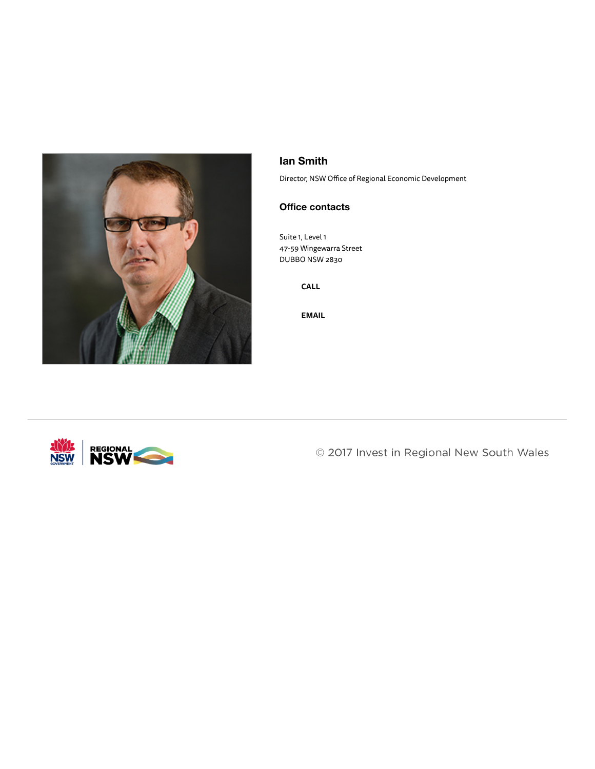## Ian Smith

Director, NSW Office of Regional Economic Development

### Office contacts

Suite 1, Level 1
47-59 Wingewarra Street
DUBBO NSW 2830

CALL

EMAIL

© 2017 Invest in Regional New South Wales